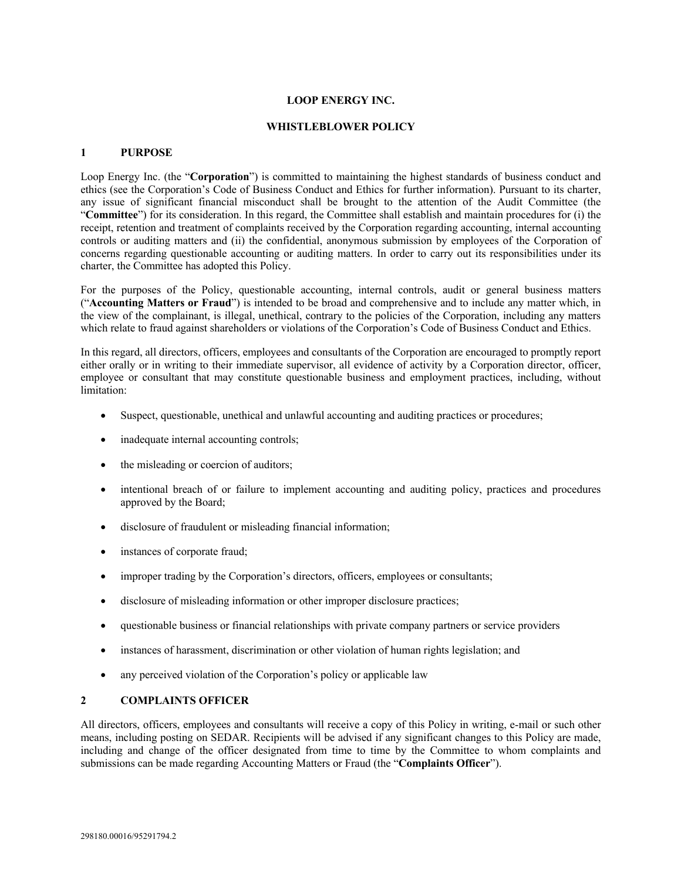# LOOP ENERGY INC.

## WHISTLEBLOWER POLICY

### 1 PURPOSE

Loop Energy Inc. (the "**Corporation**") is committed to maintaining the highest standards of business conduct and ethics (see the Corporation's Code of Business Conduct and Ethics for further information). Pursuant to its charter, any issue of significant financial misconduct shall be brought to the attention of the Audit Committee (the "**Committee**") for its consideration. In this regard, the Committee shall establish and maintain procedures for (i) the receipt, retention and treatment of complaints received by the Corporation regarding accounting, internal accounting controls or auditing matters and (ii) the confidential, anonymous submission by employees of the Corporation of concerns regarding questionable accounting or auditing matters. In order to carry out its responsibilities under its charter, the Committee has adopted this Policy.

For the purposes of the Policy, questionable accounting, internal controls, audit or general business matters ("**Accounting Matters or Fraud**") is intended to be broad and comprehensive and to include any matter which, in the view of the complainant, is illegal, unethical, contrary to the policies of the Corporation, including any matters which relate to fraud against shareholders or violations of the Corporation's Code of Business Conduct and Ethics.

In this regard, all directors, officers, employees and consultants of the Corporation are encouraged to promptly report either orally or in writing to their immediate supervisor, all evidence of activity by a Corporation director, officer, employee or consultant that may constitute questionable business and employment practices, including, without limitation:

- Suspect, questionable, unethical and unlawful accounting and auditing practices or procedures;
- inadequate internal accounting controls;
- the misleading or coercion of auditors;
- intentional breach of or failure to implement accounting and auditing policy, practices and procedures approved by the Board;
- disclosure of fraudulent or misleading financial information;
- instances of corporate fraud;
- improper trading by the Corporation's directors, officers, employees or consultants;
- disclosure of misleading information or other improper disclosure practices;
- questionable business or financial relationships with private company partners or service providers
- instances of harassment, discrimination or other violation of human rights legislation; and
- any perceived violation of the Corporation's policy or applicable law

### 2 COMPLAINTS OFFICER

All directors, officers, employees and consultants will receive a copy of this Policy in writing, e-mail or such other means, including posting on SEDAR. Recipients will be advised if any significant changes to this Policy are made, including and change of the officer designated from time to time by the Committee to whom complaints and submissions can be made regarding Accounting Matters or Fraud (the "**Complaints Officer**").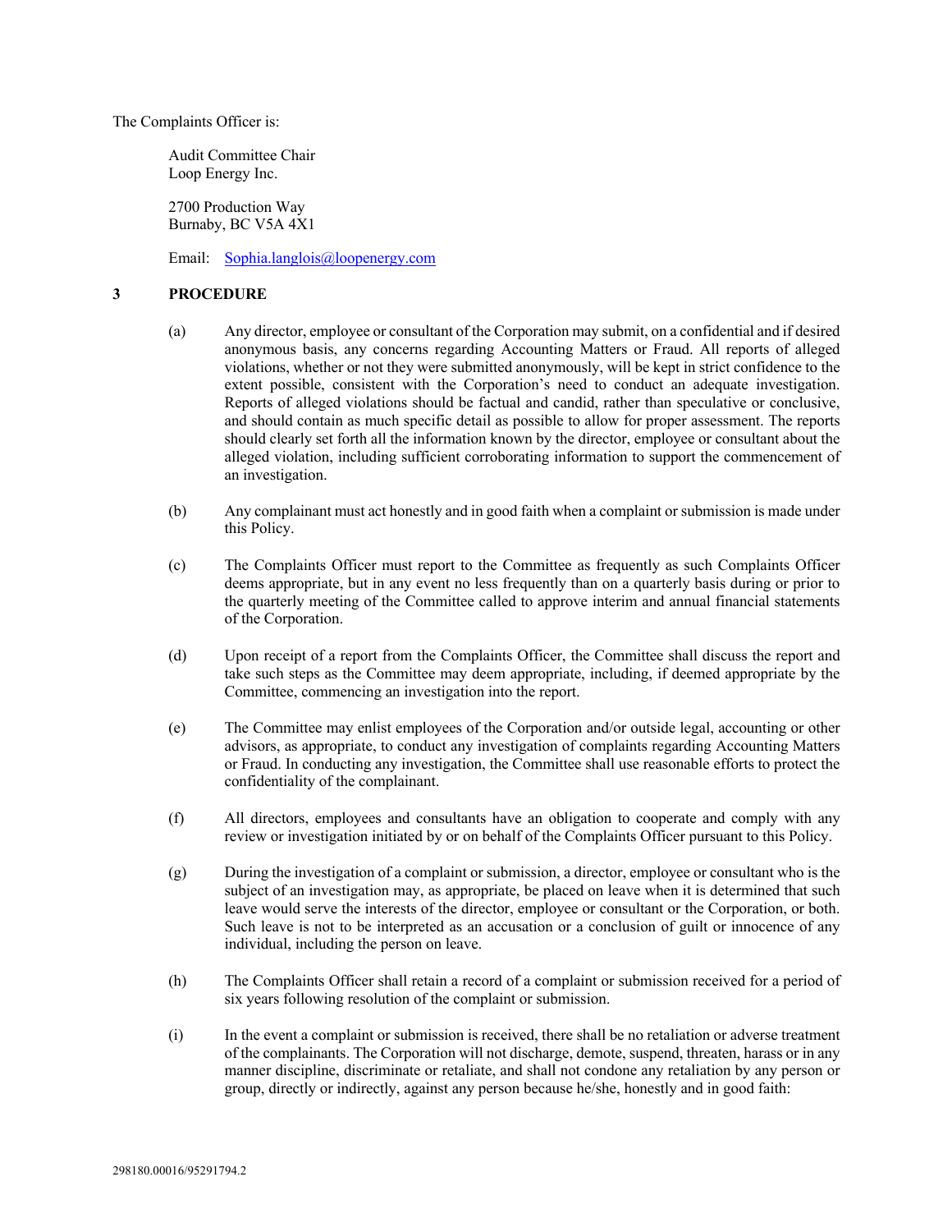The Complaints Officer is:

Audit Committee Chair
Loop Energy Inc.

2700 Production Way
Burnaby, BC V5A 4X1

Email: Sophia.langlois@loopenergy.com

## 3 PROCEDURE

(a) Any director, employee or consultant of the Corporation may submit, on a confidential and if desired anonymous basis, any concerns regarding Accounting Matters or Fraud. All reports of alleged violations, whether or not they were submitted anonymously, will be kept in strict confidence to the extent possible, consistent with the Corporation's need to conduct an adequate investigation. Reports of alleged violations should be factual and candid, rather than speculative or conclusive, and should contain as much specific detail as possible to allow for proper assessment. The reports should clearly set forth all the information known by the director, employee or consultant about the alleged violation, including sufficient corroborating information to support the commencement of an investigation.

(b) Any complainant must act honestly and in good faith when a complaint or submission is made under this Policy.

(c) The Complaints Officer must report to the Committee as frequently as such Complaints Officer deems appropriate, but in any event no less frequently than on a quarterly basis during or prior to the quarterly meeting of the Committee called to approve interim and annual financial statements of the Corporation.

(d) Upon receipt of a report from the Complaints Officer, the Committee shall discuss the report and take such steps as the Committee may deem appropriate, including, if deemed appropriate by the Committee, commencing an investigation into the report.

(e) The Committee may enlist employees of the Corporation and/or outside legal, accounting or other advisors, as appropriate, to conduct any investigation of complaints regarding Accounting Matters or Fraud. In conducting any investigation, the Committee shall use reasonable efforts to protect the confidentiality of the complainant.

(f) All directors, employees and consultants have an obligation to cooperate and comply with any review or investigation initiated by or on behalf of the Complaints Officer pursuant to this Policy.

(g) During the investigation of a complaint or submission, a director, employee or consultant who is the subject of an investigation may, as appropriate, be placed on leave when it is determined that such leave would serve the interests of the director, employee or consultant or the Corporation, or both. Such leave is not to be interpreted as an accusation or a conclusion of guilt or innocence of any individual, including the person on leave.

(h) The Complaints Officer shall retain a record of a complaint or submission received for a period of six years following resolution of the complaint or submission.

(i) In the event a complaint or submission is received, there shall be no retaliation or adverse treatment of the complainants. The Corporation will not discharge, demote, suspend, threaten, harass or in any manner discipline, discriminate or retaliate, and shall not condone any retaliation by any person or group, directly or indirectly, against any person because he/she, honestly and in good faith: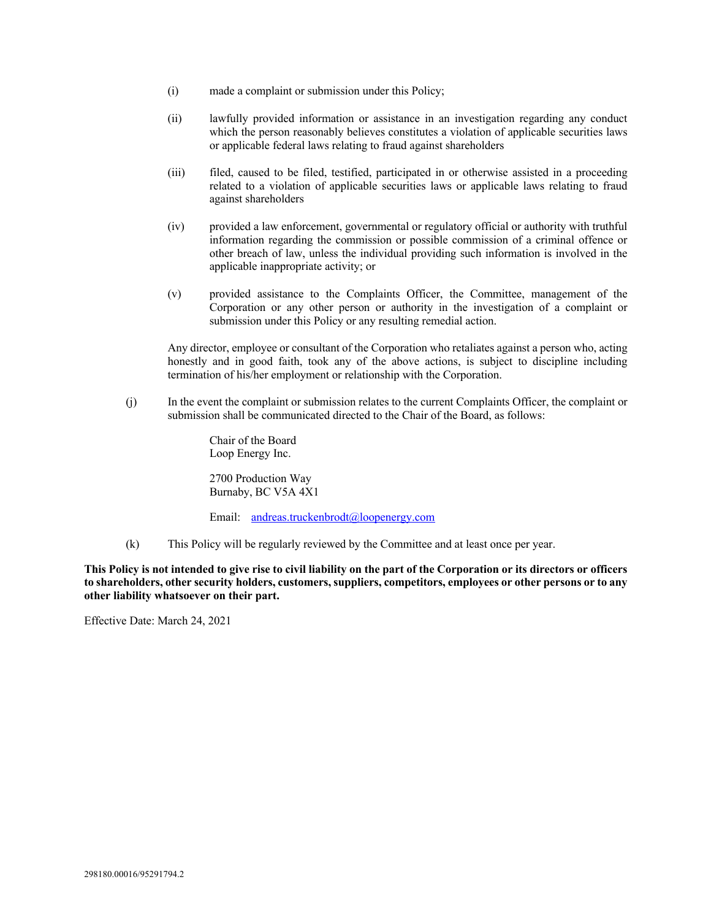(i) made a complaint or submission under this Policy;

(ii) lawfully provided information or assistance in an investigation regarding any conduct which the person reasonably believes constitutes a violation of applicable securities laws or applicable federal laws relating to fraud against shareholders

(iii) filed, caused to be filed, testified, participated in or otherwise assisted in a proceeding related to a violation of applicable securities laws or applicable laws relating to fraud against shareholders

(iv) provided a law enforcement, governmental or regulatory official or authority with truthful information regarding the commission or possible commission of a criminal offence or other breach of law, unless the individual providing such information is involved in the applicable inappropriate activity; or

(v) provided assistance to the Complaints Officer, the Committee, management of the Corporation or any other person or authority in the investigation of a complaint or submission under this Policy or any resulting remedial action.

Any director, employee or consultant of the Corporation who retaliates against a person who, acting honestly and in good faith, took any of the above actions, is subject to discipline including termination of his/her employment or relationship with the Corporation.

(j) In the event the complaint or submission relates to the current Complaints Officer, the complaint or submission shall be communicated directed to the Chair of the Board, as follows:

Chair of the Board
Loop Energy Inc.

2700 Production Way
Burnaby, BC V5A 4X1

Email: andreas.truckenbrodt@loopenergy.com

(k) This Policy will be regularly reviewed by the Committee and at least once per year.

**This Policy is not intended to give rise to civil liability on the part of the Corporation or its directors or officers to shareholders, other security holders, customers, suppliers, competitors, employees or other persons or to any other liability whatsoever on their part.**

Effective Date: March 24, 2021